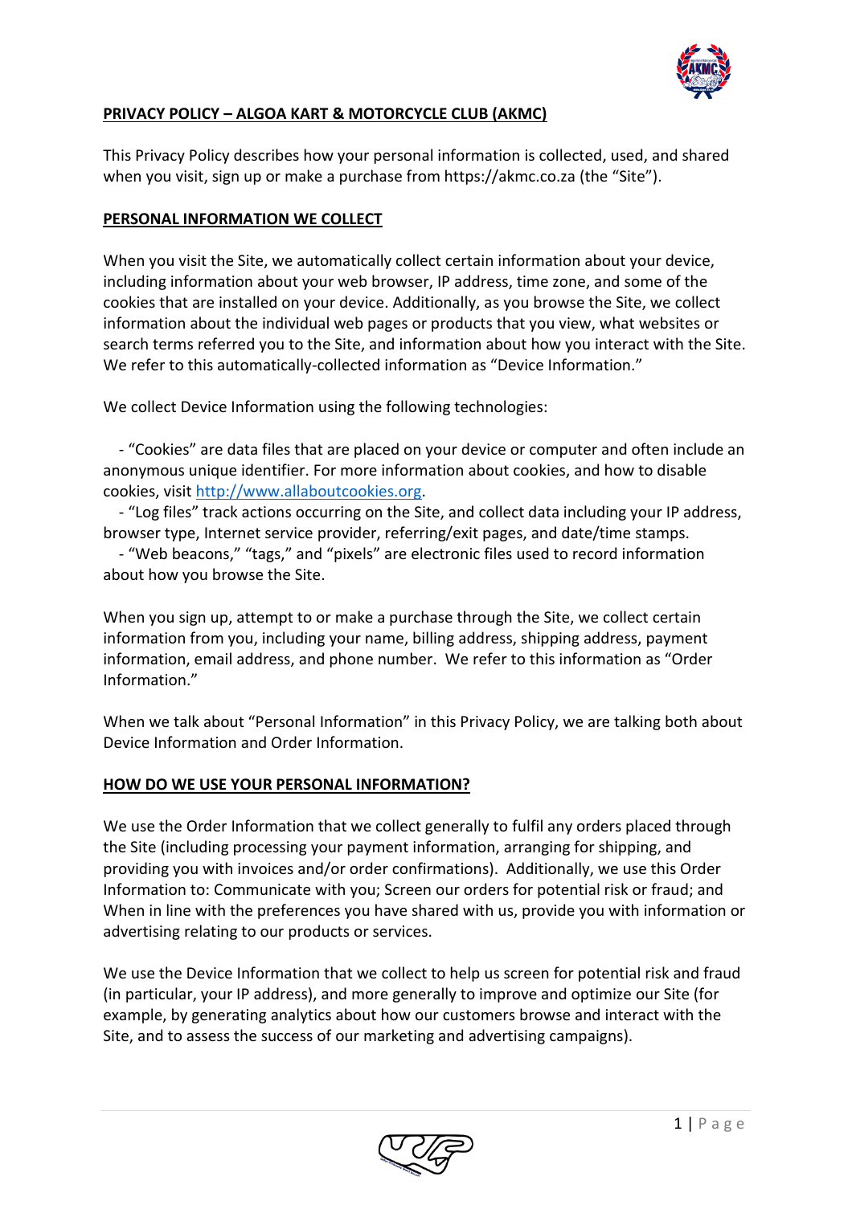# PRIVACY POLICY – ALGOA KART & MOTORCYCLE CLUB (AKMC)

This Privacy Policy describes how your personal information is collected, used, and shared when you visit, sign up or make a purchase from https://akmc.co.za (the "Site").

## PERSONAL INFORMATION WE COLLECT

When you visit the Site, we automatically collect certain information about your device, including information about your web browser, IP address, time zone, and some of the cookies that are installed on your device. Additionally, as you browse the Site, we collect information about the individual web pages or products that you view, what websites or search terms referred you to the Site, and information about how you interact with the Site. We refer to this automatically-collected information as "Device Information."

We collect Device Information using the following technologies:

- "Cookies" are data files that are placed on your device or computer and often include an anonymous unique identifier. For more information about cookies, and how to disable cookies, visit http://www.allaboutcookies.org.
- "Log files" track actions occurring on the Site, and collect data including your IP address, browser type, Internet service provider, referring/exit pages, and date/time stamps.
- "Web beacons," "tags," and "pixels" are electronic files used to record information about how you browse the Site.

When you sign up, attempt to or make a purchase through the Site, we collect certain information from you, including your name, billing address, shipping address, payment information, email address, and phone number. We refer to this information as "Order Information."

When we talk about "Personal Information" in this Privacy Policy, we are talking both about Device Information and Order Information.

## HOW DO WE USE YOUR PERSONAL INFORMATION?

We use the Order Information that we collect generally to fulfil any orders placed through the Site (including processing your payment information, arranging for shipping, and providing you with invoices and/or order confirmations). Additionally, we use this Order Information to: Communicate with you; Screen our orders for potential risk or fraud; and When in line with the preferences you have shared with us, provide you with information or advertising relating to our products or services.

We use the Device Information that we collect to help us screen for potential risk and fraud (in particular, your IP address), and more generally to improve and optimize our Site (for example, by generating analytics about how our customers browse and interact with the Site, and to assess the success of our marketing and advertising campaigns).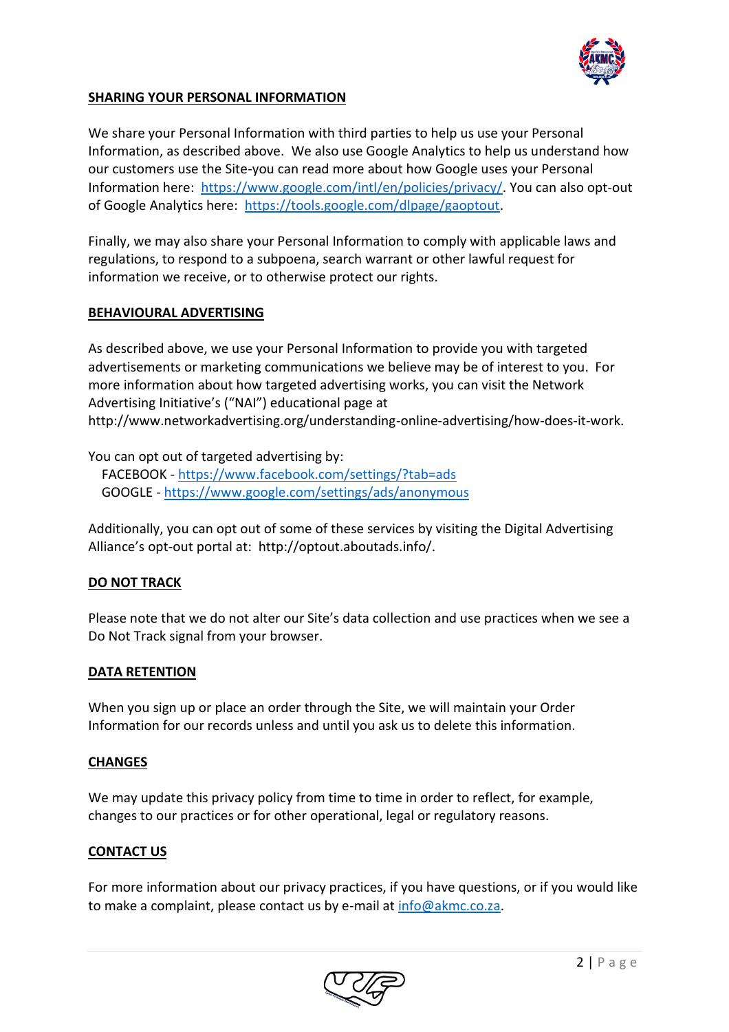## SHARING YOUR PERSONAL INFORMATION

We share your Personal Information with third parties to help us use your Personal Information, as described above. We also use Google Analytics to help us understand how our customers use the Site-you can read more about how Google uses your Personal Information here: https://www.google.com/intl/en/policies/privacy/. You can also opt-out of Google Analytics here: https://tools.google.com/dlpage/gaoptout.

Finally, we may also share your Personal Information to comply with applicable laws and regulations, to respond to a subpoena, search warrant or other lawful request for information we receive, or to otherwise protect our rights.

## BEHAVIOURAL ADVERTISING

As described above, we use your Personal Information to provide you with targeted advertisements or marketing communications we believe may be of interest to you. For more information about how targeted advertising works, you can visit the Network Advertising Initiative's ("NAI") educational page at http://www.networkadvertising.org/understanding-online-advertising/how-does-it-work.

You can opt out of targeted advertising by:
FACEBOOK - https://www.facebook.com/settings/?tab=ads
GOOGLE - https://www.google.com/settings/ads/anonymous

Additionally, you can opt out of some of these services by visiting the Digital Advertising Alliance's opt-out portal at: http://optout.aboutads.info/.

## DO NOT TRACK

Please note that we do not alter our Site's data collection and use practices when we see a Do Not Track signal from your browser.

## DATA RETENTION

When you sign up or place an order through the Site, we will maintain your Order Information for our records unless and until you ask us to delete this information.

## CHANGES

We may update this privacy policy from time to time in order to reflect, for example, changes to our practices or for other operational, legal or regulatory reasons.

## CONTACT US

For more information about our privacy practices, if you have questions, or if you would like to make a complaint, please contact us by e-mail at info@akmc.co.za.